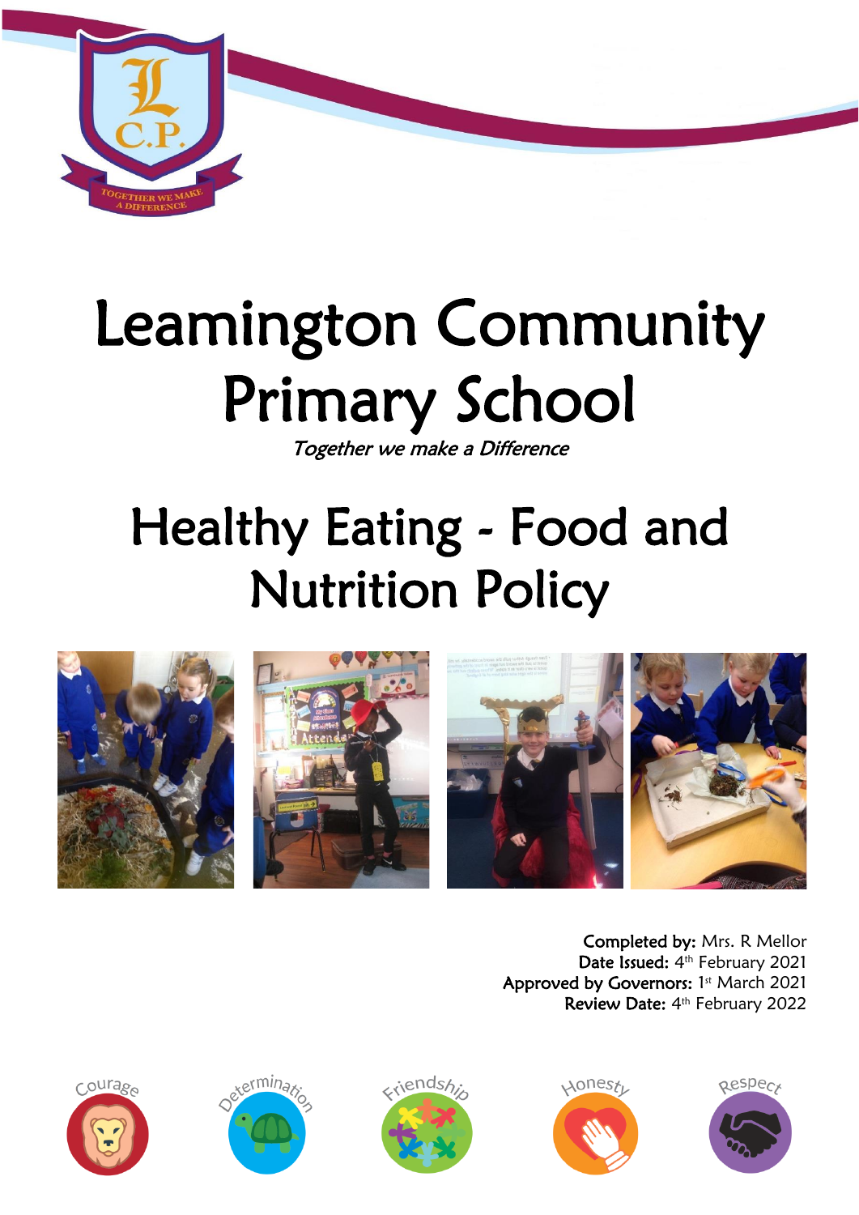# Leamington Community Primary School

*Together we make a Difference*

# Healthy Eating - Food and Nutrition Policy

**Completed by:** Mrs. R Mellor
**Date Issued:** 4th February 2021
**Approved by Governors:** 1st March 2021
**Review Date:** 4th February 2022

Courage Determination Friendship Honesty Respect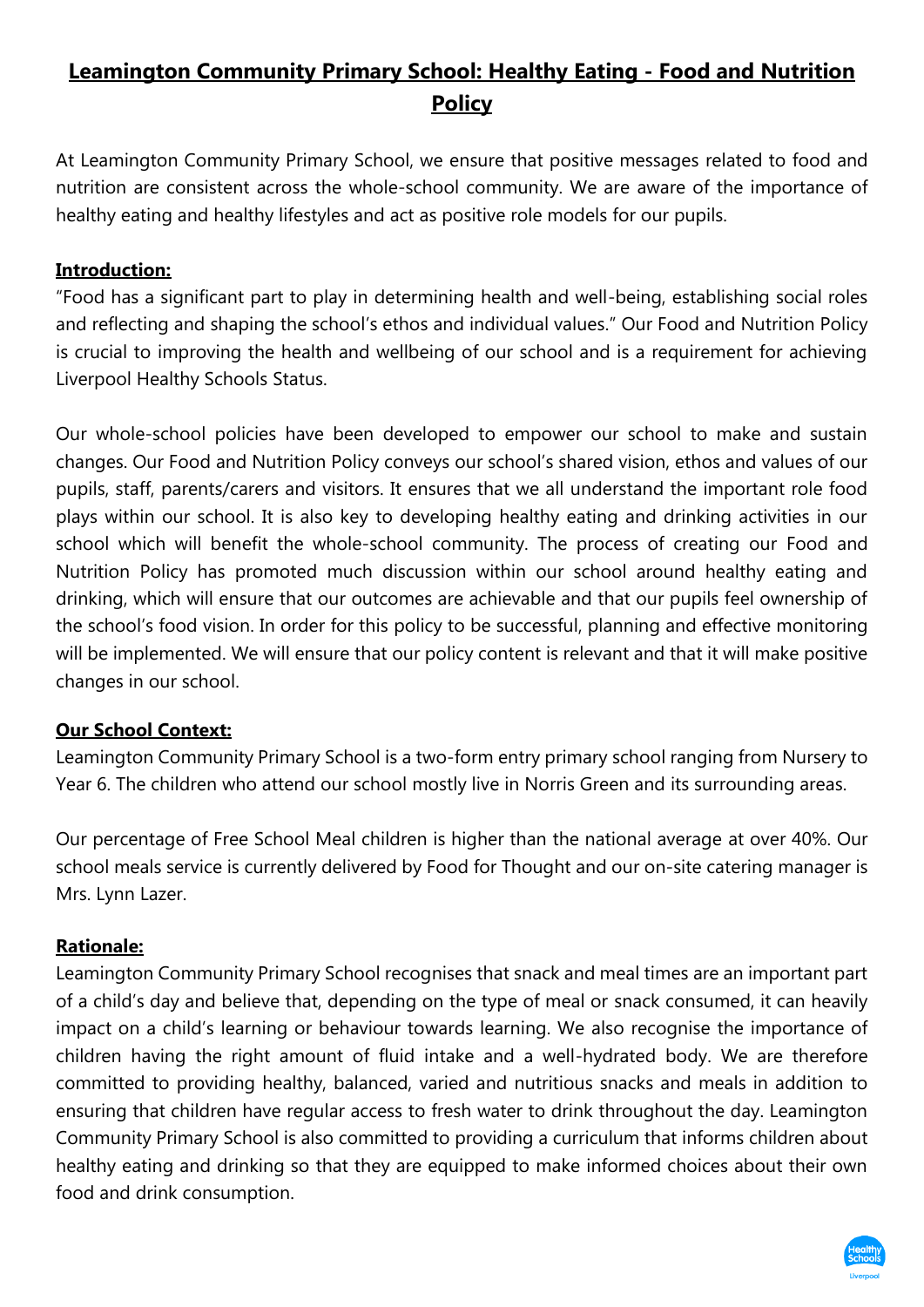# Leamington Community Primary School: Healthy Eating - Food and Nutrition Policy

At Leamington Community Primary School, we ensure that positive messages related to food and nutrition are consistent across the whole-school community. We are aware of the importance of healthy eating and healthy lifestyles and act as positive role models for our pupils.

## Introduction:

"Food has a significant part to play in determining health and well-being, establishing social roles and reflecting and shaping the school's ethos and individual values." Our Food and Nutrition Policy is crucial to improving the health and wellbeing of our school and is a requirement for achieving Liverpool Healthy Schools Status.

Our whole-school policies have been developed to empower our school to make and sustain changes. Our Food and Nutrition Policy conveys our school's shared vision, ethos and values of our pupils, staff, parents/carers and visitors. It ensures that we all understand the important role food plays within our school. It is also key to developing healthy eating and drinking activities in our school which will benefit the whole-school community. The process of creating our Food and Nutrition Policy has promoted much discussion within our school around healthy eating and drinking, which will ensure that our outcomes are achievable and that our pupils feel ownership of the school's food vision. In order for this policy to be successful, planning and effective monitoring will be implemented. We will ensure that our policy content is relevant and that it will make positive changes in our school.

## Our School Context:

Leamington Community Primary School is a two-form entry primary school ranging from Nursery to Year 6. The children who attend our school mostly live in Norris Green and its surrounding areas.

Our percentage of Free School Meal children is higher than the national average at over 40%. Our school meals service is currently delivered by Food for Thought and our on-site catering manager is Mrs. Lynn Lazer.

## Rationale:

Leamington Community Primary School recognises that snack and meal times are an important part of a child's day and believe that, depending on the type of meal or snack consumed, it can heavily impact on a child's learning or behaviour towards learning. We also recognise the importance of children having the right amount of fluid intake and a well-hydrated body. We are therefore committed to providing healthy, balanced, varied and nutritious snacks and meals in addition to ensuring that children have regular access to fresh water to drink throughout the day. Leamington Community Primary School is also committed to providing a curriculum that informs children about healthy eating and drinking so that they are equipped to make informed choices about their own food and drink consumption.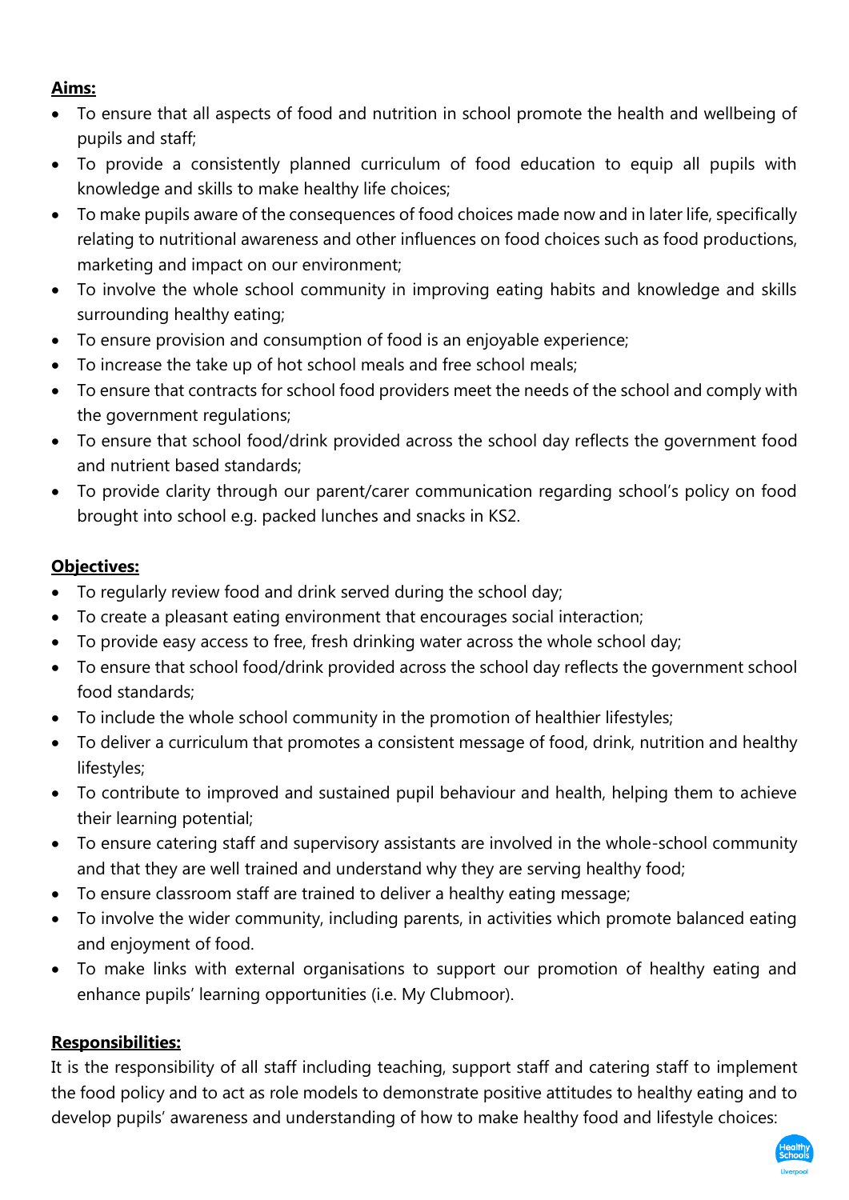**Aims:**

- To ensure that all aspects of food and nutrition in school promote the health and wellbeing of pupils and staff;
- To provide a consistently planned curriculum of food education to equip all pupils with knowledge and skills to make healthy life choices;
- To make pupils aware of the consequences of food choices made now and in later life, specifically relating to nutritional awareness and other influences on food choices such as food productions, marketing and impact on our environment;
- To involve the whole school community in improving eating habits and knowledge and skills surrounding healthy eating;
- To ensure provision and consumption of food is an enjoyable experience;
- To increase the take up of hot school meals and free school meals;
- To ensure that contracts for school food providers meet the needs of the school and comply with the government regulations;
- To ensure that school food/drink provided across the school day reflects the government food and nutrient based standards;
- To provide clarity through our parent/carer communication regarding school's policy on food brought into school e.g. packed lunches and snacks in KS2.

**Objectives:**

- To regularly review food and drink served during the school day;
- To create a pleasant eating environment that encourages social interaction;
- To provide easy access to free, fresh drinking water across the whole school day;
- To ensure that school food/drink provided across the school day reflects the government school food standards;
- To include the whole school community in the promotion of healthier lifestyles;
- To deliver a curriculum that promotes a consistent message of food, drink, nutrition and healthy lifestyles;
- To contribute to improved and sustained pupil behaviour and health, helping them to achieve their learning potential;
- To ensure catering staff and supervisory assistants are involved in the whole-school community and that they are well trained and understand why they are serving healthy food;
- To ensure classroom staff are trained to deliver a healthy eating message;
- To involve the wider community, including parents, in activities which promote balanced eating and enjoyment of food.
- To make links with external organisations to support our promotion of healthy eating and enhance pupils' learning opportunities (i.e. My Clubmoor).

**Responsibilities:**

It is the responsibility of all staff including teaching, support staff and catering staff to implement the food policy and to act as role models to demonstrate positive attitudes to healthy eating and to develop pupils' awareness and understanding of how to make healthy food and lifestyle choices: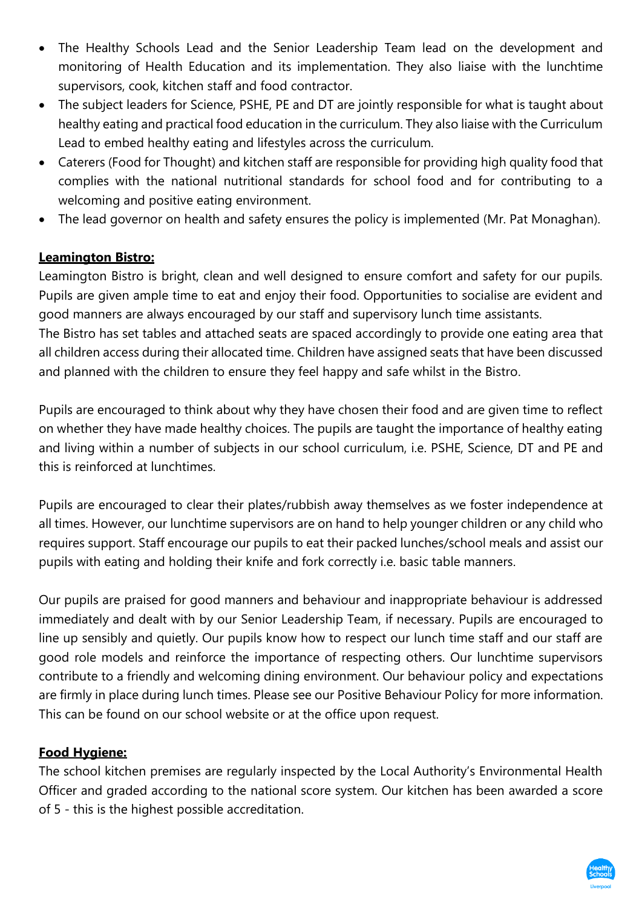- The Healthy Schools Lead and the Senior Leadership Team lead on the development and monitoring of Health Education and its implementation. They also liaise with the lunchtime supervisors, cook, kitchen staff and food contractor.
- The subject leaders for Science, PSHE, PE and DT are jointly responsible for what is taught about healthy eating and practical food education in the curriculum. They also liaise with the Curriculum Lead to embed healthy eating and lifestyles across the curriculum.
- Caterers (Food for Thought) and kitchen staff are responsible for providing high quality food that complies with the national nutritional standards for school food and for contributing to a welcoming and positive eating environment.
- The lead governor on health and safety ensures the policy is implemented (Mr. Pat Monaghan).

**Leamington Bistro:**

Leamington Bistro is bright, clean and well designed to ensure comfort and safety for our pupils. Pupils are given ample time to eat and enjoy their food. Opportunities to socialise are evident and good manners are always encouraged by our staff and supervisory lunch time assistants.
The Bistro has set tables and attached seats are spaced accordingly to provide one eating area that all children access during their allocated time. Children have assigned seats that have been discussed and planned with the children to ensure they feel happy and safe whilst in the Bistro.

Pupils are encouraged to think about why they have chosen their food and are given time to reflect on whether they have made healthy choices. The pupils are taught the importance of healthy eating and living within a number of subjects in our school curriculum, i.e. PSHE, Science, DT and PE and this is reinforced at lunchtimes.

Pupils are encouraged to clear their plates/rubbish away themselves as we foster independence at all times. However, our lunchtime supervisors are on hand to help younger children or any child who requires support. Staff encourage our pupils to eat their packed lunches/school meals and assist our pupils with eating and holding their knife and fork correctly i.e. basic table manners.

Our pupils are praised for good manners and behaviour and inappropriate behaviour is addressed immediately and dealt with by our Senior Leadership Team, if necessary. Pupils are encouraged to line up sensibly and quietly. Our pupils know how to respect our lunch time staff and our staff are good role models and reinforce the importance of respecting others. Our lunchtime supervisors contribute to a friendly and welcoming dining environment. Our behaviour policy and expectations are firmly in place during lunch times. Please see our Positive Behaviour Policy for more information. This can be found on our school website or at the office upon request.

**Food Hygiene:**

The school kitchen premises are regularly inspected by the Local Authority's Environmental Health Officer and graded according to the national score system. Our kitchen has been awarded a score of 5 - this is the highest possible accreditation.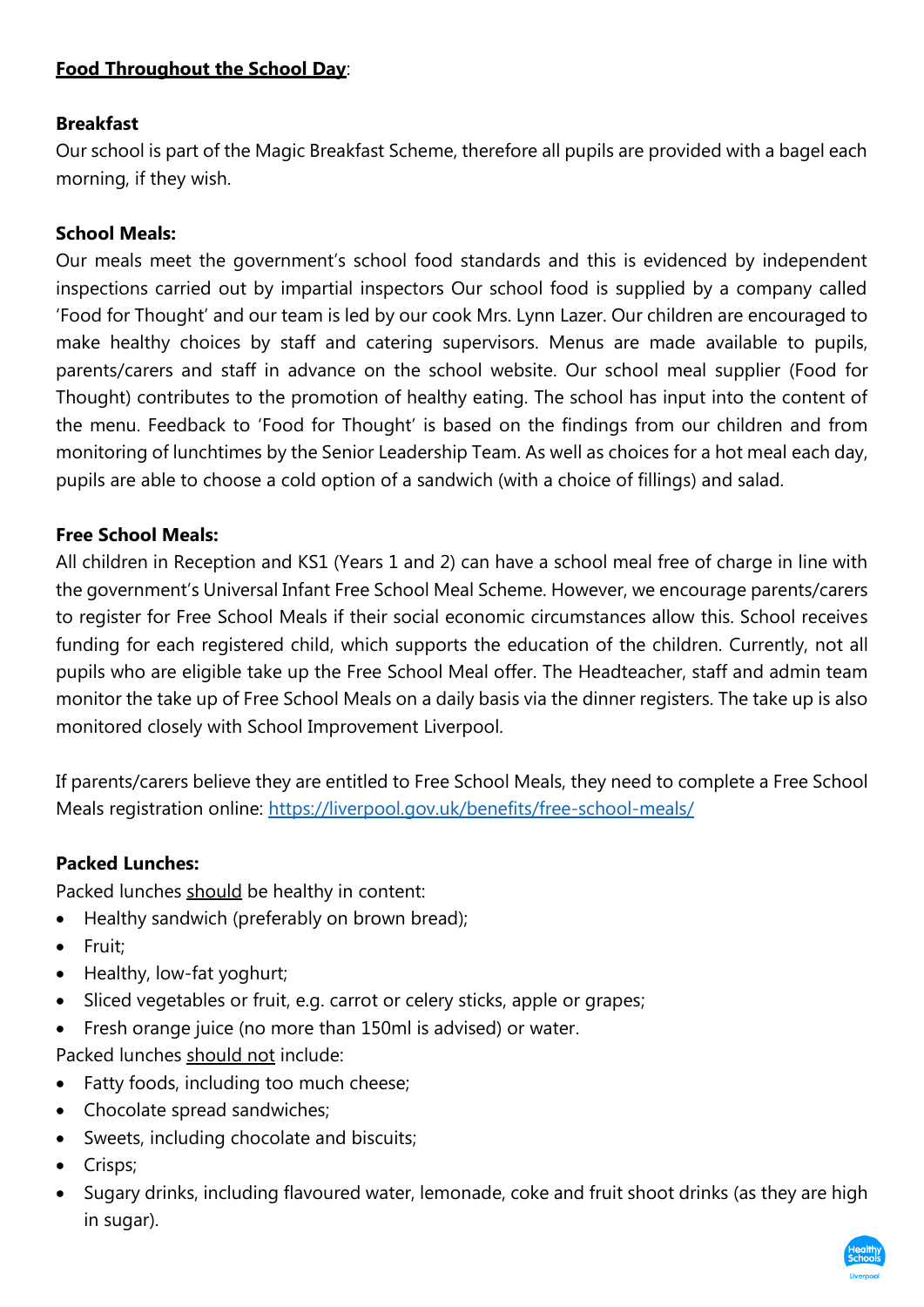## **Food Throughout the School Day**:

**Breakfast**

Our school is part of the Magic Breakfast Scheme, therefore all pupils are provided with a bagel each morning, if they wish.

**School Meals:**

Our meals meet the government's school food standards and this is evidenced by independent inspections carried out by impartial inspectors Our school food is supplied by a company called 'Food for Thought' and our team is led by our cook Mrs. Lynn Lazer. Our children are encouraged to make healthy choices by staff and catering supervisors. Menus are made available to pupils, parents/carers and staff in advance on the school website. Our school meal supplier (Food for Thought) contributes to the promotion of healthy eating. The school has input into the content of the menu. Feedback to 'Food for Thought' is based on the findings from our children and from monitoring of lunchtimes by the Senior Leadership Team. As well as choices for a hot meal each day, pupils are able to choose a cold option of a sandwich (with a choice of fillings) and salad.

**Free School Meals:**

All children in Reception and KS1 (Years 1 and 2) can have a school meal free of charge in line with the government's Universal Infant Free School Meal Scheme. However, we encourage parents/carers to register for Free School Meals if their social economic circumstances allow this. School receives funding for each registered child, which supports the education of the children. Currently, not all pupils who are eligible take up the Free School Meal offer. The Headteacher, staff and admin team monitor the take up of Free School Meals on a daily basis via the dinner registers. The take up is also monitored closely with School Improvement Liverpool.

If parents/carers believe they are entitled to Free School Meals, they need to complete a Free School Meals registration online: https://liverpool.gov.uk/benefits/free-school-meals/

**Packed Lunches:**

Packed lunches should be healthy in content:

- Healthy sandwich (preferably on brown bread);
- Fruit;
- Healthy, low-fat yoghurt;
- Sliced vegetables or fruit, e.g. carrot or celery sticks, apple or grapes;
- Fresh orange juice (no more than 150ml is advised) or water.

Packed lunches should not include:

- Fatty foods, including too much cheese;
- Chocolate spread sandwiches;
- Sweets, including chocolate and biscuits;
- Crisps;
- Sugary drinks, including flavoured water, lemonade, coke and fruit shoot drinks (as they are high in sugar).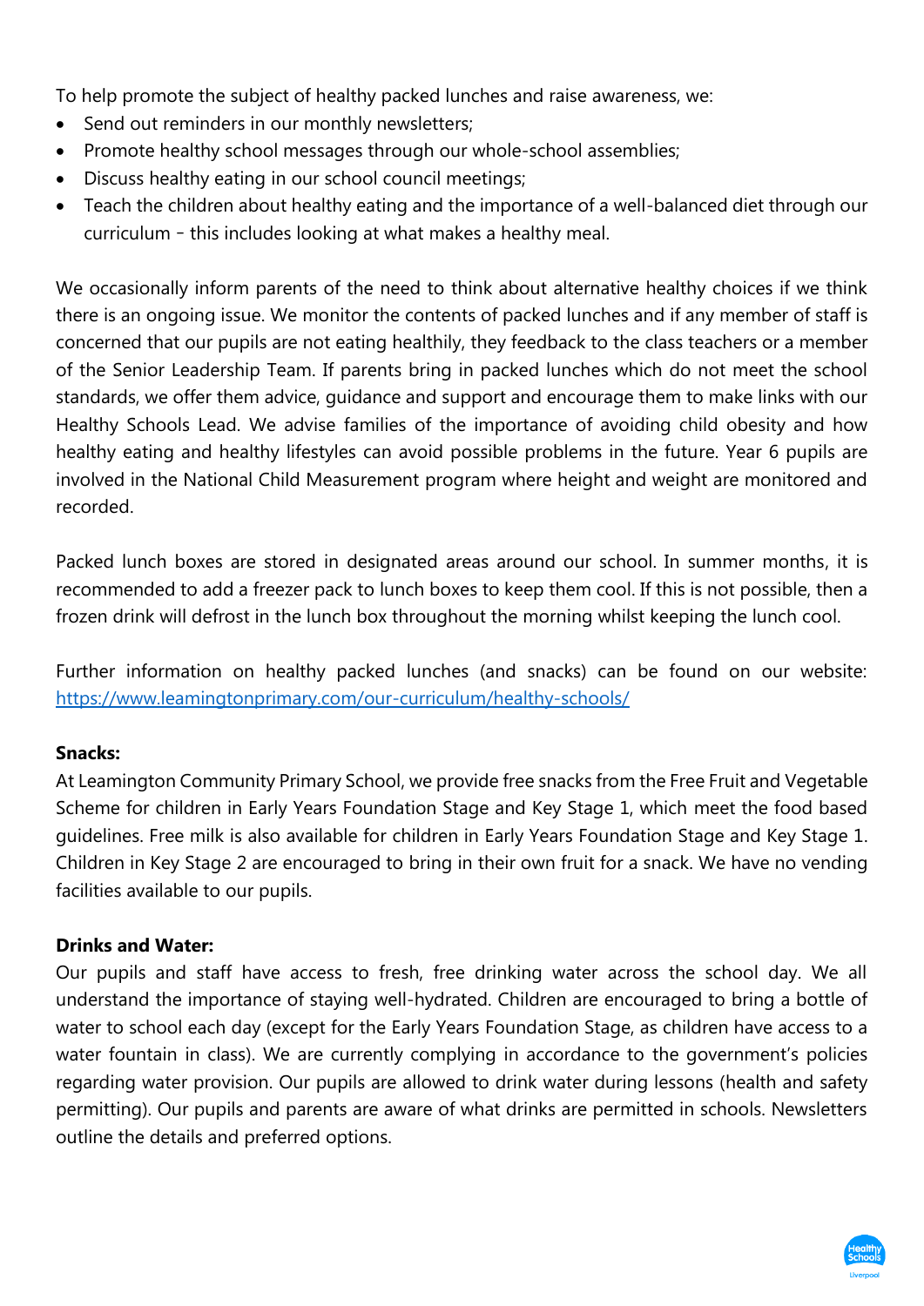To help promote the subject of healthy packed lunches and raise awareness, we:

- Send out reminders in our monthly newsletters;
- Promote healthy school messages through our whole-school assemblies;
- Discuss healthy eating in our school council meetings;
- Teach the children about healthy eating and the importance of a well-balanced diet through our curriculum – this includes looking at what makes a healthy meal.

We occasionally inform parents of the need to think about alternative healthy choices if we think there is an ongoing issue. We monitor the contents of packed lunches and if any member of staff is concerned that our pupils are not eating healthily, they feedback to the class teachers or a member of the Senior Leadership Team. If parents bring in packed lunches which do not meet the school standards, we offer them advice, guidance and support and encourage them to make links with our Healthy Schools Lead. We advise families of the importance of avoiding child obesity and how healthy eating and healthy lifestyles can avoid possible problems in the future. Year 6 pupils are involved in the National Child Measurement program where height and weight are monitored and recorded.

Packed lunch boxes are stored in designated areas around our school. In summer months, it is recommended to add a freezer pack to lunch boxes to keep them cool. If this is not possible, then a frozen drink will defrost in the lunch box throughout the morning whilst keeping the lunch cool.

Further information on healthy packed lunches (and snacks) can be found on our website: [https://www.leamingtonprimary.com/our-curriculum/healthy-schools/](https://www.leamingtonprimary.com/our-curriculum/healthy-schools/)

**Snacks:**

At Leamington Community Primary School, we provide free snacks from the Free Fruit and Vegetable Scheme for children in Early Years Foundation Stage and Key Stage 1, which meet the food based guidelines. Free milk is also available for children in Early Years Foundation Stage and Key Stage 1. Children in Key Stage 2 are encouraged to bring in their own fruit for a snack. We have no vending facilities available to our pupils.

**Drinks and Water:**

Our pupils and staff have access to fresh, free drinking water across the school day. We all understand the importance of staying well-hydrated. Children are encouraged to bring a bottle of water to school each day (except for the Early Years Foundation Stage, as children have access to a water fountain in class). We are currently complying in accordance to the government's policies regarding water provision. Our pupils are allowed to drink water during lessons (health and safety permitting). Our pupils and parents are aware of what drinks are permitted in schools. Newsletters outline the details and preferred options.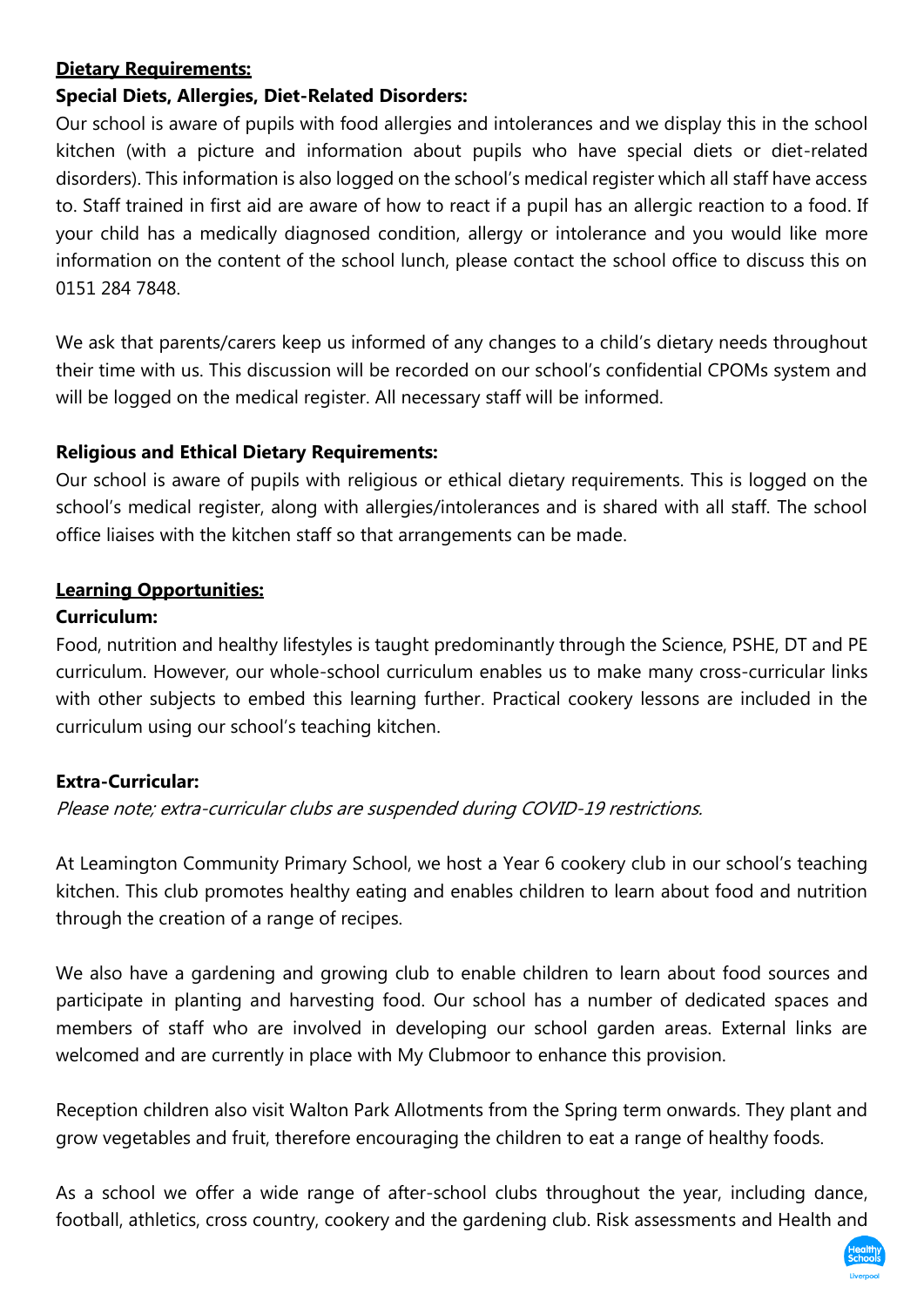## Dietary Requirements:

### Special Diets, Allergies, Diet-Related Disorders:

Our school is aware of pupils with food allergies and intolerances and we display this in the school kitchen (with a picture and information about pupils who have special diets or diet-related disorders). This information is also logged on the school's medical register which all staff have access to. Staff trained in first aid are aware of how to react if a pupil has an allergic reaction to a food. If your child has a medically diagnosed condition, allergy or intolerance and you would like more information on the content of the school lunch, please contact the school office to discuss this on 0151 284 7848.

We ask that parents/carers keep us informed of any changes to a child's dietary needs throughout their time with us. This discussion will be recorded on our school's confidential CPOMs system and will be logged on the medical register. All necessary staff will be informed.

### Religious and Ethical Dietary Requirements:

Our school is aware of pupils with religious or ethical dietary requirements. This is logged on the school's medical register, along with allergies/intolerances and is shared with all staff. The school office liaises with the kitchen staff so that arrangements can be made.

## Learning Opportunities:

### Curriculum:

Food, nutrition and healthy lifestyles is taught predominantly through the Science, PSHE, DT and PE curriculum. However, our whole-school curriculum enables us to make many cross-curricular links with other subjects to embed this learning further. Practical cookery lessons are included in the curriculum using our school's teaching kitchen.

### Extra-Curricular:

*Please note; extra-curricular clubs are suspended during COVID-19 restrictions.*

At Leamington Community Primary School, we host a Year 6 cookery club in our school's teaching kitchen. This club promotes healthy eating and enables children to learn about food and nutrition through the creation of a range of recipes.

We also have a gardening and growing club to enable children to learn about food sources and participate in planting and harvesting food. Our school has a number of dedicated spaces and members of staff who are involved in developing our school garden areas. External links are welcomed and are currently in place with My Clubmoor to enhance this provision.

Reception children also visit Walton Park Allotments from the Spring term onwards. They plant and grow vegetables and fruit, therefore encouraging the children to eat a range of healthy foods.

As a school we offer a wide range of after-school clubs throughout the year, including dance, football, athletics, cross country, cookery and the gardening club. Risk assessments and Health and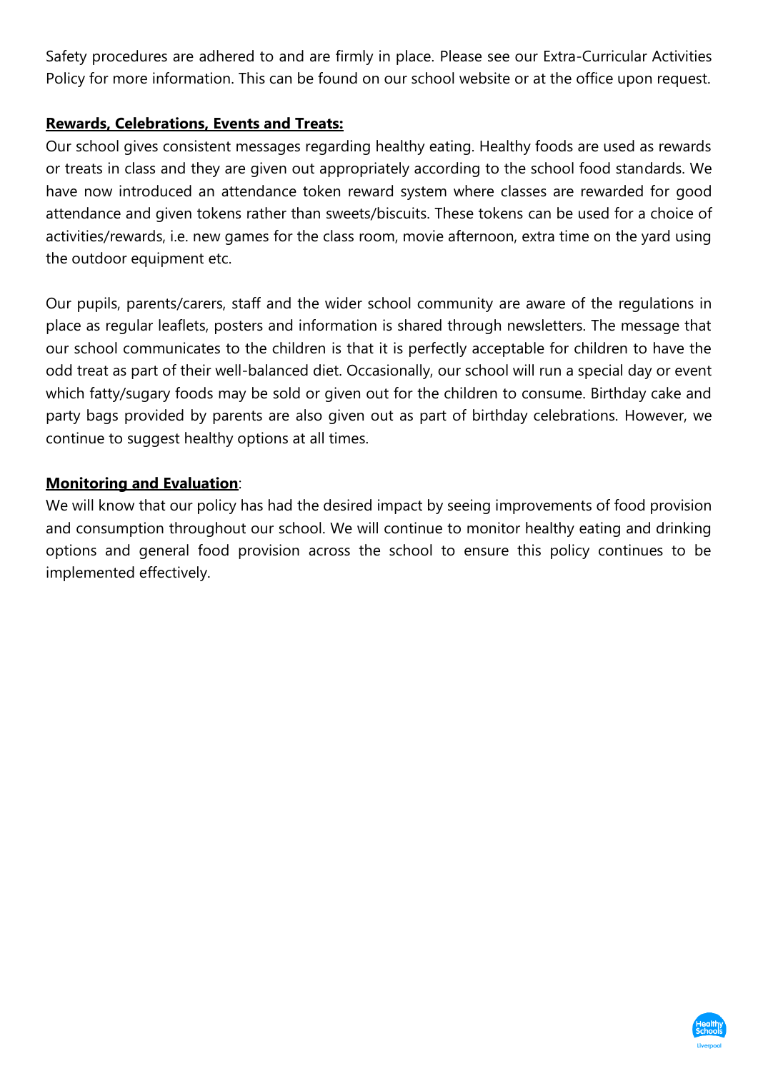Safety procedures are adhered to and are firmly in place. Please see our Extra-Curricular Activities Policy for more information. This can be found on our school website or at the office upon request.

**Rewards, Celebrations, Events and Treats:**

Our school gives consistent messages regarding healthy eating. Healthy foods are used as rewards or treats in class and they are given out appropriately according to the school food standards. We have now introduced an attendance token reward system where classes are rewarded for good attendance and given tokens rather than sweets/biscuits. These tokens can be used for a choice of activities/rewards, i.e. new games for the class room, movie afternoon, extra time on the yard using the outdoor equipment etc.

Our pupils, parents/carers, staff and the wider school community are aware of the regulations in place as regular leaflets, posters and information is shared through newsletters. The message that our school communicates to the children is that it is perfectly acceptable for children to have the odd treat as part of their well-balanced diet. Occasionally, our school will run a special day or event which fatty/sugary foods may be sold or given out for the children to consume. Birthday cake and party bags provided by parents are also given out as part of birthday celebrations. However, we continue to suggest healthy options at all times.

**Monitoring and Evaluation**:

We will know that our policy has had the desired impact by seeing improvements of food provision and consumption throughout our school. We will continue to monitor healthy eating and drinking options and general food provision across the school to ensure this policy continues to be implemented effectively.